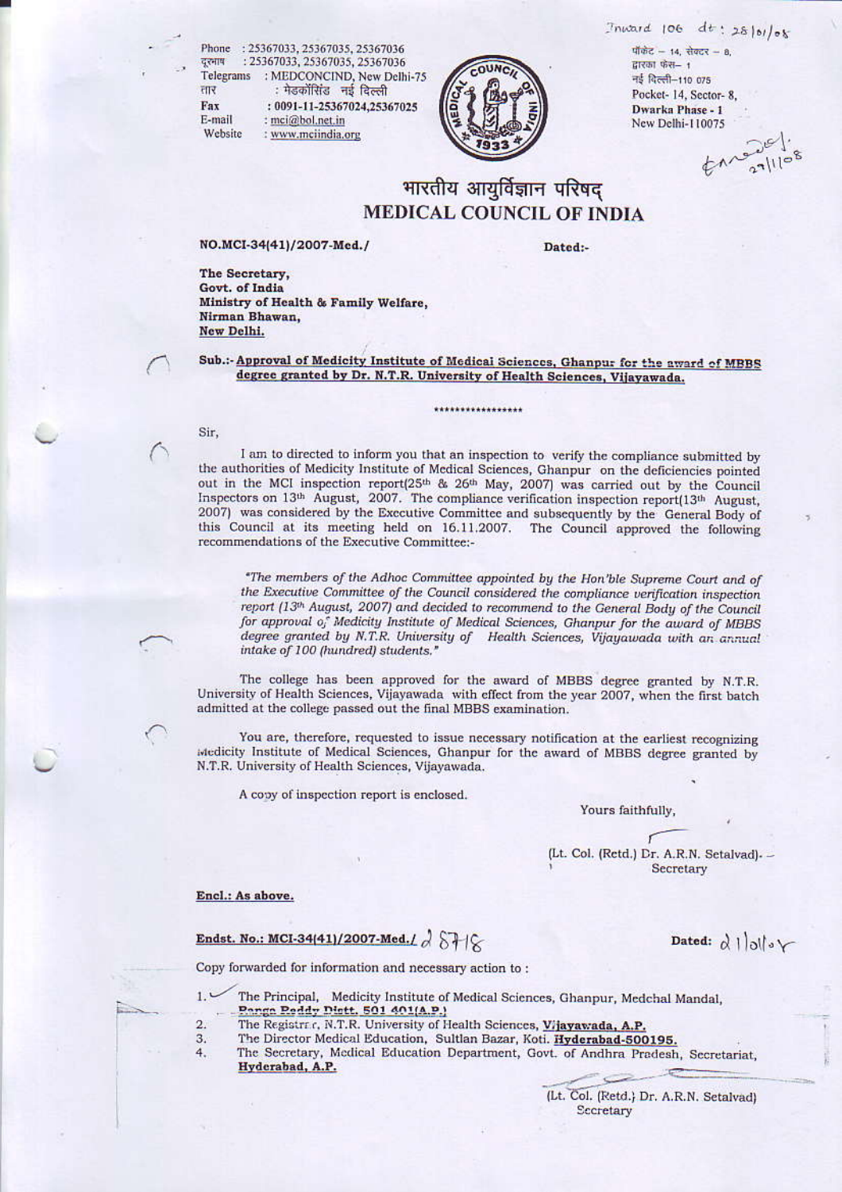Inward 106 dt: 28/01/08

Phone : 25367033, 25367035, 25367036
दूरभाष : 25367033, 25367035, 25367036
Telegrams : MEDCONCIND, New Delhi-75
तार : मेडकॉसिंड नई दिल्ली
Fax : 0091-11-25367024,25367025
E-mail : mci@bol.net.in
Website : www.mciindia.org

पॉकेट – 14, सेक्टर – 8,
द्वारका फेस– 1
नई दिल्ली–110 075
Pocket- 14, Sector- 8,
Dwarka Phase - 1
New Delhi-110075

# भारतीय आयुर्विज्ञान परिषद्
# MEDICAL COUNCIL OF INDIA

**NO.MCI-34(41)/2007-Med./** **Dated:-**

**The Secretary,**
**Govt. of India**
**Ministry of Health & Family Welfare,**
**Nirman Bhawan,**
**New Delhi.**

**Sub.:- Approval of Medicity Institute of Medical Sciences, Ghanpur for the award of MBBS degree granted by Dr. N.T.R. University of Health Sciences, Vijayawada.**

\*\*\*\*\*\*\*\*\*\*\*\*\*\*\*\*\*

Sir,

I am to directed to inform you that an inspection to verify the compliance submitted by the authorities of Medicity Institute of Medical Sciences, Ghanpur on the deficiencies pointed out in the MCI inspection report(25th & 26th May, 2007) was carried out by the Council Inspectors on 13th August, 2007. The compliance verification inspection report(13th August, 2007) was considered by the Executive Committee and subsequently by the General Body of this Council at its meeting held on 16.11.2007. The Council approved the following recommendations of the Executive Committee:-

*"The members of the Adhoc Committee appointed by the Hon'ble Supreme Court and of the Executive Committee of the Council considered the compliance verification inspection report (13th August, 2007) and decided to recommend to the General Body of the Council for approval of Medicity Institute of Medical Sciences, Ghanpur for the award of MBBS degree granted by N.T.R. University of Health Sciences, Vijayawada with an annual intake of 100 (hundred) students."*

The college has been approved for the award of MBBS degree granted by N.T.R. University of Health Sciences, Vijayawada with effect from the year 2007, when the first batch admitted at the college passed out the final MBBS examination.

You are, therefore, requested to issue necessary notification at the earliest recognizing Medicity Institute of Medical Sciences, Ghanpur for the award of MBBS degree granted by N.T.R. University of Health Sciences, Vijayawada.

A copy of inspection report is enclosed.

Yours faithfully,

(Lt. Col. (Retd.) Dr. A.R.N. Setalvad).
Secretary

**Encl.: As above.**

**Endst. No.: MCI-34(41)/2007-Med./** 28718 **Dated:** 21/01/08

Copy forwarded for information and necessary action to :

1. The Principal, Medicity Institute of Medical Sciences, Ghanpur, Medchal Mandal, Ranga Reddy Distt. 501 401(A.P.)
2. The Registrar, N.T.R. University of Health Sciences, **Vijayawada, A.P.**
3. The Director Medical Education, Sultan Bazar, Koti. **Hyderabad-500195.**
4. The Secretary, Medical Education Department, Govt. of Andhra Pradesh, Secretariat, **Hyderabad, A.P.**

(Lt. Col. (Retd.) Dr. A.R.N. Setalvad)
Secretary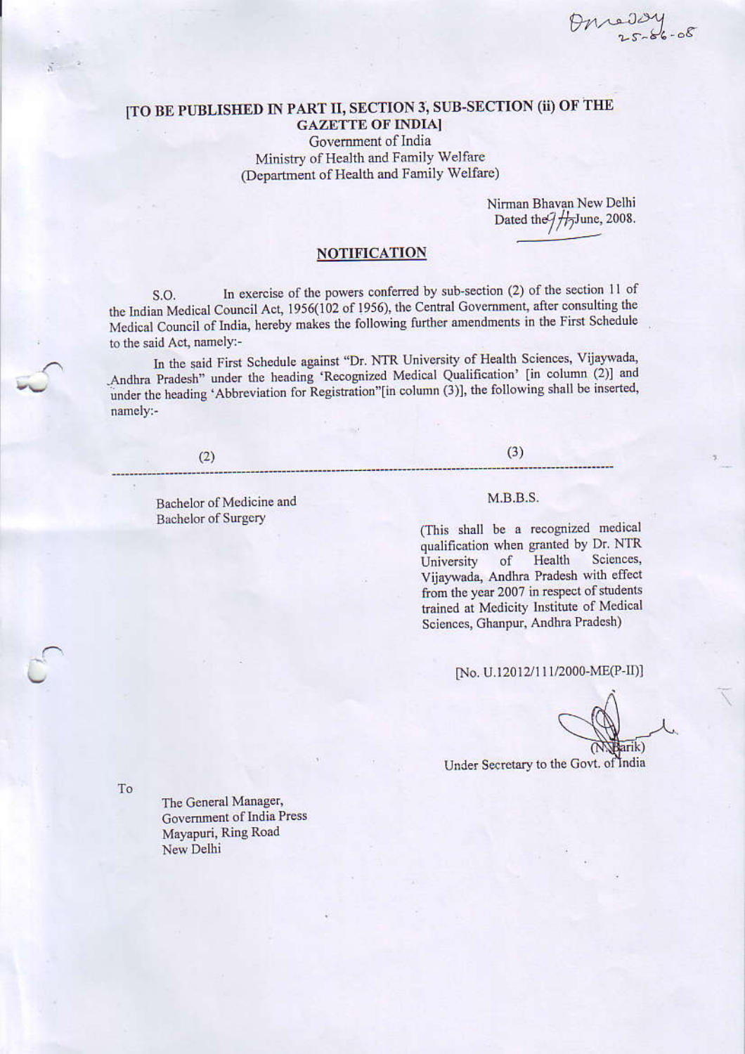[TO BE PUBLISHED IN PART II, SECTION 3, SUB-SECTION (ii) OF THE GAZETTE OF INDIA]

Government of India
Ministry of Health and Family Welfare
(Department of Health and Family Welfare)

Nirman Bhavan New Delhi
Dated the 17 June, 2008.

## NOTIFICATION

S.O. In exercise of the powers conferred by sub-section (2) of the section 11 of the Indian Medical Council Act, 1956(102 of 1956), the Central Government, after consulting the Medical Council of India, hereby makes the following further amendments in the First Schedule to the said Act, namely:-

In the said First Schedule against "Dr. NTR University of Health Sciences, Vijaywada, Andhra Pradesh" under the heading 'Recognized Medical Qualification' [in column (2)] and under the heading 'Abbreviation for Registration"[in column (3)], the following shall be inserted, namely:-

| (2) | (3) |
|---|---|
| Bachelor of Medicine and Bachelor of Surgery | M.B.B.S.<br><br>(This shall be a recognized medical qualification when granted by Dr. NTR University of Health Sciences, Vijaywada, Andhra Pradesh with effect from the year 2007 in respect of students trained at Medicity Institute of Medical Sciences, Ghanpur, Andhra Pradesh) |

[No. U.12012/111/2000-ME(P-II)]

(N. Barik)
Under Secretary to the Govt. of India

To

The General Manager,
Government of India Press
Mayapuri, Ring Road
New Delhi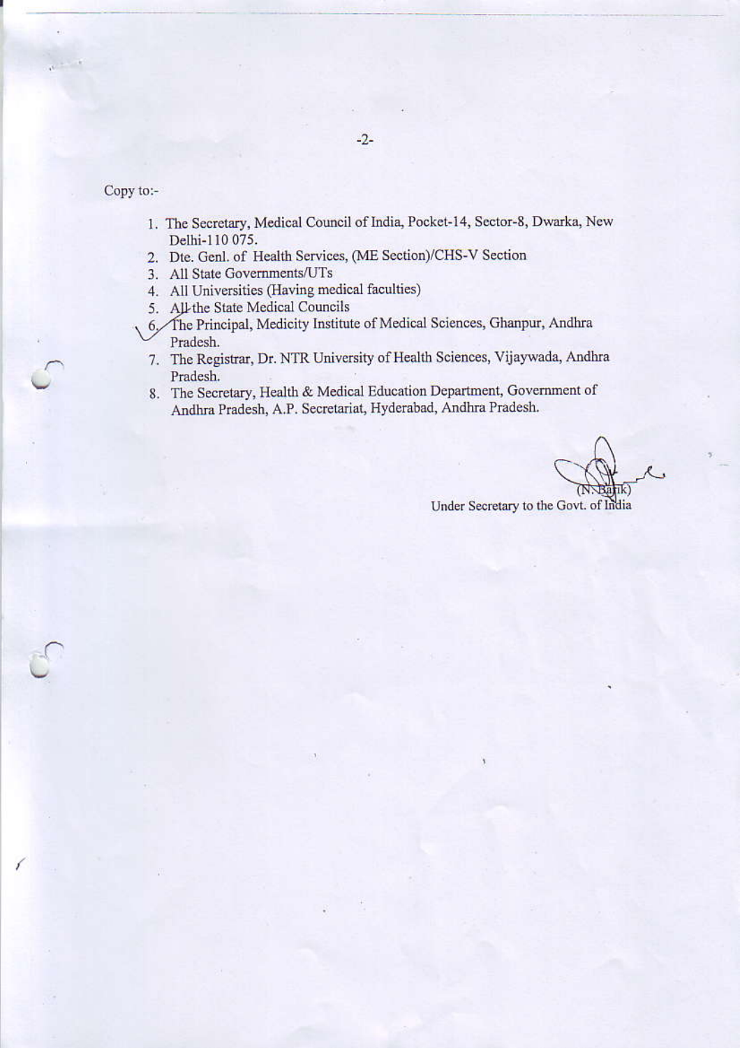Copy to:-

1. The Secretary, Medical Council of India, Pocket-14, Sector-8, Dwarka, New Delhi-110 075.
2. Dte. Genl. of Health Services, (ME Section)/CHS-V Section
3. All State Governments/UTs
4. All Universities (Having medical faculties)
5. All the State Medical Councils
6. The Principal, Medicity Institute of Medical Sciences, Ghanpur, Andhra Pradesh.
7. The Registrar, Dr. NTR University of Health Sciences, Vijaywada, Andhra Pradesh.
8. The Secretary, Health & Medical Education Department, Government of Andhra Pradesh, A.P. Secretariat, Hyderabad, Andhra Pradesh.

(N. Barik)
Under Secretary to the Govt. of India